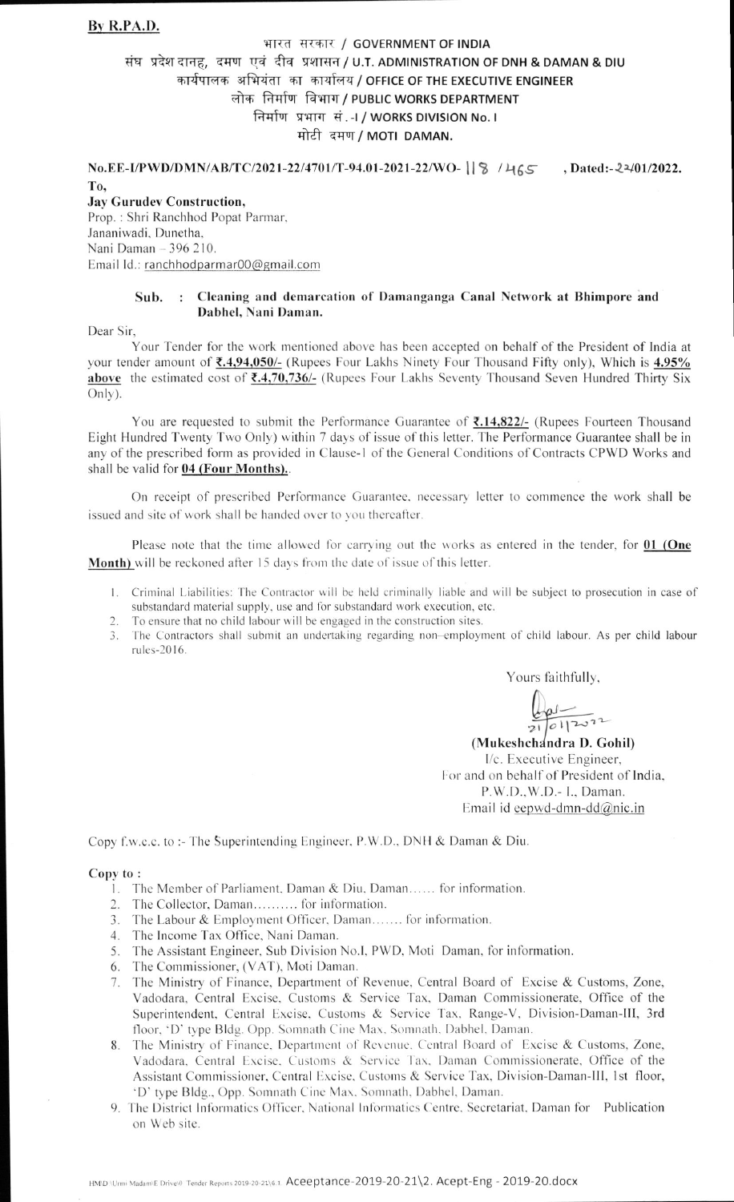**By R.P.A.D.**

भारत सरकार / GOVERNMENT OF INDIA

संघ प्रदेश दानह, दमण एवं दीव प्रशासन / U.T. ADMINISTRATION OF DNH & DAMAN & DIU

कार्यपालक अभियंता का कार्यालय / OFFICE OF THE EXECUTIVE ENGINEER

लोक निर्माण विभाग / PUBLIC WORKS DEPARTMENT

निर्माण प्रभाग सं.-I / WORKS DIVISION No. I

मोटी दमण / MOTI DAMAN.

**No.EE-I/PWD/DMN/AB/TC/2021-22/4701/T-94.01-2021-22/WO- 118 / 465 , Dated:-22/01/2022.**

**To,**

**Jay Gurudev Construction,**
Prop. : Shri Ranchhod Popat Parmar,
Jananiwadi, Dunetha,
Nani Daman – 396 210.
Email Id.: ranchhodparmar00@gmail.com

**Sub. : Cleaning and demarcation of Damanganga Canal Network at Bhimpore and Dabhel, Nani Daman.**

Dear Sir,

Your Tender for the work mentioned above has been accepted on behalf of the President of India at your tender amount of **₹.4,94,050/-** (Rupees Four Lakhs Ninety Four Thousand Fifty only), Which is **4.95% above** the estimated cost of **₹.4,70,736/-** (Rupees Four Lakhs Seventy Thousand Seven Hundred Thirty Six Only).

You are requested to submit the Performance Guarantee of **₹.14,822/-** (Rupees Fourteen Thousand Eight Hundred Twenty Two Only) within 7 days of issue of this letter. The Performance Guarantee shall be in any of the prescribed form as provided in Clause-1 of the General Conditions of Contracts CPWD Works and shall be valid for **04 (Four Months).**.

On receipt of prescribed Performance Guarantee, necessary letter to commence the work shall be issued and site of work shall be handed over to you thereafter.

Please note that the time allowed for carrying out the works as entered in the tender, for **01 (One Month)** will be reckoned after 15 days from the date of issue of this letter.

1. Criminal Liabilities: The Contractor will be held criminally liable and will be subject to prosecution in case of substandard material supply, use and for substandard work execution, etc.
2. To ensure that no child labour will be engaged in the construction sites.
3. The Contractors shall submit an undertaking regarding non-employment of child labour. As per child labour rules-2016.

Yours faithfully,

21/01/2022

**(Mukeshchandra D. Gohil)**
I/c. Executive Engineer,
For and on behalf of President of India,
P.W.D.,W.D.- I., Daman.
Email id eepwd-dmn-dd@nic.in

Copy f.w.c.c. to :- The Superintending Engineer, P.W.D., DNH & Daman & Diu.

**Copy to :**

1. The Member of Parliament, Daman & Diu, Daman...... for information.
2. The Collector, Daman.......... for information.
3. The Labour & Employment Officer, Daman....... for information.
4. The Income Tax Office, Nani Daman.
5. The Assistant Engineer, Sub Division No.I, PWD, Moti Daman, for information.
6. The Commissioner, (VAT), Moti Daman.
7. The Ministry of Finance, Department of Revenue, Central Board of Excise & Customs, Zone, Vadodara, Central Excise, Customs & Service Tax, Daman Commissionerate, Office of the Superintendent, Central Excise, Customs & Service Tax, Range-V, Division-Daman-III, 3rd floor, 'D' type Bldg. Opp. Somnath Cine Max, Somnath, Dabhel, Daman.
8. The Ministry of Finance, Department of Revenue, Central Board of Excise & Customs, Zone, Vadodara, Central Excise, Customs & Service Tax, Daman Commissionerate, Office of the Assistant Commissioner, Central Excise, Customs & Service Tax, Division-Daman-III, 1st floor, 'D' type Bldg., Opp. Somnath Cine Max, Somnath, Dabhel, Daman.
9. The District Informatics Officer, National Informatics Centre, Secretariat, Daman for Publication on Web site.

HMD \Urmi Madam\E Drive\0 Tender Reports 2019-20-21\6.1 Acceptance-2019-20-21\2. Acept-Eng - 2019-20.docx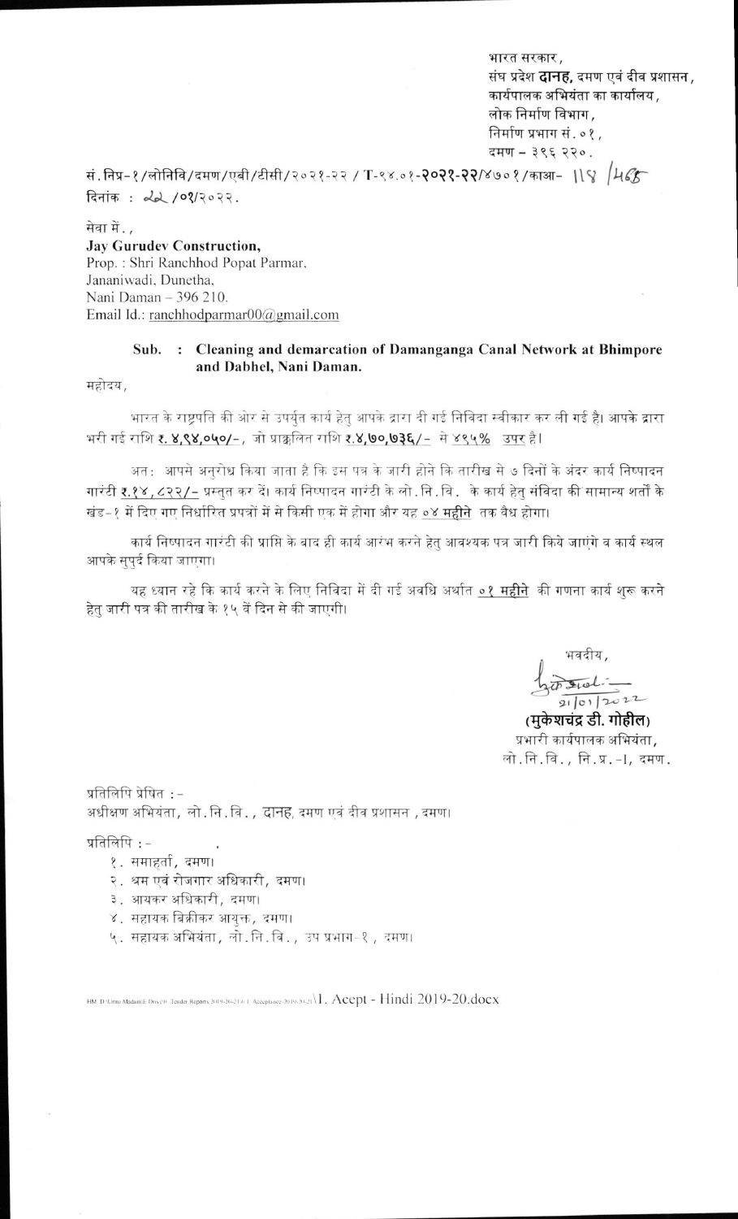भारत सरकार,
संघ प्रदेश **दानह,** दमण एवं दीव प्रशासन,
कार्यपालक अभियंता का कार्यालय,
लोक निर्माण विभाग,
निर्माण प्रभाग सं. ०१,
दमण – ३९६ २२०.

सं. निप्र-१/लोनिवि/दमण/एबी/टीसी/२०२१-२२ / T-९४.०१-**२०२१-२२**/४७०१/काआ- ११४ /४६५
दिनांक : २२ /०१/२०२२.

सेवा में.,
**Jay Gurudev Construction,**
Prop. : Shri Ranchhod Popat Parmar,
Jananiwadi, Dunetha,
Nani Daman – 396 210.
Email Id.: ranchhodparmar00@gmail.com

**Sub. : Cleaning and demarcation of Damanganga Canal Network at Bhimpore and Dabhel, Nani Daman.**

महोदय,

भारत के राष्ट्रपति की ओर से उपर्युत कार्य हेतु आपके द्वारा दी गई निविदा स्वीकार कर ली गई है। आपके द्वारा भरी गई राशि **रु. ४,९४,०५०/-**, जो प्राक्कलित राशि **रु.४,७०,७३६/-** से ४.९५% उपर है।

अत: आपसे अनुरोध किया जाता है कि इस पत्र के जारी होने कि तारीख से ७ दिनों के अंदर कार्य निष्पादन गारंटी **रु.१४,८२२/-** प्रस्तुत कर दें। कार्य निष्पादन गारंटी के लो. नि. वि. के कार्य हेतु संविदा की सामान्य शर्तों के खंड-१ में दिए गए निर्धारित प्रपत्रों में से किसी एक में होगा और यह **०४ महीने** तक वैध होगा।

कार्य निष्पादन गारंटी की प्राप्ति के बाद ही कार्य आरंभ करने हेतु आवश्यक पत्र जारी किये जाएंगे व कार्य स्थल आपके सुपुर्द किया जाएगा।

यह ध्यान रहे कि कार्य करने के लिए निविदा में दी गई अवधि अर्थात **०१ महीने** की गणना कार्य शुरू करने हेतु जारी पत्र की तारीख के १५ वें दिन से की जाएगी।

भवदीय,

21/01/2022

**(मुकेशचंद्र डी. गोहील)**
प्रभारी कार्यपालक अभियंता,
लो. नि. वि., नि. प्र.-I, दमण.

प्रतिलिपि प्रेषित :-
अधीक्षण अभियंता, लो. नि. वि., दानह, दमण एवं दीव प्रशासन, दमण।

प्रतिलिपि :-

१. समाहर्ता, दमण।
२. श्रम एवं रोजगार अधिकारी, दमण।
३. आयकर अधिकारी, दमण।
४. सहायक बिक्रीकर आयुक्त, दमण।
५. सहायक अभियंता, लो. नि. वि., उप प्रभाग-१, दमण।

HM D:\Umu Madam\E Drive\Tender Reports 2019-20-21\6.1 Acceptance-2019-20-21\1. Accept - Hindi 2019-20.docx